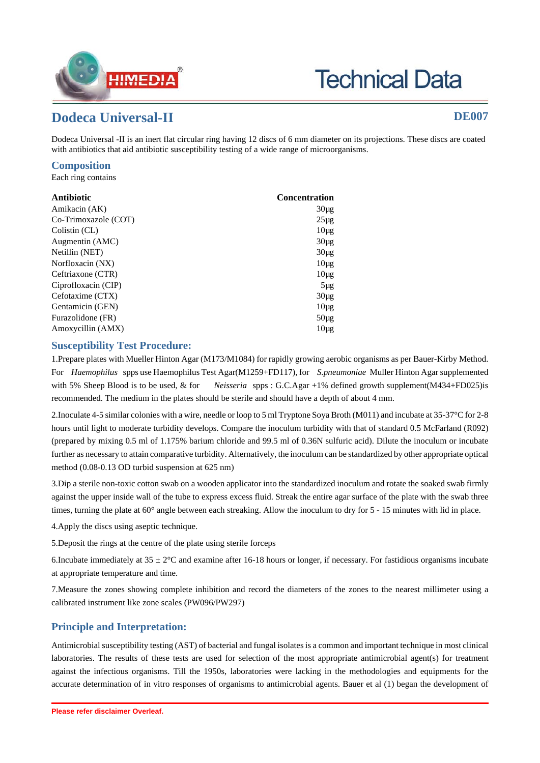# Dodeca Universal-II

**DE007**

Dodeca Universal -II is an inert flat circular ring having 12 discs of 6 mm diameter on its projections. These discs are coated with antibiotics that aid antibiotic susceptibility testing of a wide range of microorganisms.

## Composition

Each ring contains

| Antibiotic | Concentration |
|---|---|
| Amikacin (AK) | 30µg |
| Co-Trimoxazole (COT) | 25µg |
| Colistin (CL) | 10µg |
| Augmentin (AMC) | 30µg |
| Netillin (NET) | 30µg |
| Norfloxacin (NX) | 10µg |
| Ceftriaxone (CTR) | 10µg |
| Ciprofloxacin (CIP) | 5µg |
| Cefotaxime (CTX) | 30µg |
| Gentamicin (GEN) | 10µg |
| Furazolidone (FR) | 50µg |
| Amoxycillin (AMX) | 10µg |

## Susceptibility Test Procedure:

1.Prepare plates with Mueller Hinton Agar (M173/M1084) for rapidly growing aerobic organisms as per Bauer-Kirby Method. For *Haemophilus* spps use Haemophilus Test Agar(M1259+FD117), for *S.pneumoniae* Muller Hinton Agar supplemented with 5% Sheep Blood is to be used, & for *Neisseria* spps : G.C.Agar +1% defined growth supplement(M434+FD025)is recommended. The medium in the plates should be sterile and should have a depth of about 4 mm.

2.Inoculate 4-5 similar colonies with a wire, needle or loop to 5 ml Tryptone Soya Broth (M011) and incubate at 35-37°C for 2-8 hours until light to moderate turbidity develops. Compare the inoculum turbidity with that of standard 0.5 McFarland (R092) (prepared by mixing 0.5 ml of 1.175% barium chloride and 99.5 ml of 0.36N sulfuric acid). Dilute the inoculum or incubate further as necessary to attain comparative turbidity. Alternatively, the inoculum can be standardized by other appropriate optical method (0.08-0.13 OD turbid suspension at 625 nm)

3.Dip a sterile non-toxic cotton swab on a wooden applicator into the standardized inoculum and rotate the soaked swab firmly against the upper inside wall of the tube to express excess fluid. Streak the entire agar surface of the plate with the swab three times, turning the plate at 60° angle between each streaking. Allow the inoculum to dry for 5 - 15 minutes with lid in place.

4.Apply the discs using aseptic technique.

5.Deposit the rings at the centre of the plate using sterile forceps

6.Incubate immediately at 35 ± 2°C and examine after 16-18 hours or longer, if necessary. For fastidious organisms incubate at appropriate temperature and time.

7.Measure the zones showing complete inhibition and record the diameters of the zones to the nearest millimeter using a calibrated instrument like zone scales (PW096/PW297)

## Principle and Interpretation:

Antimicrobial susceptibility testing (AST) of bacterial and fungal isolates is a common and important technique in most clinical laboratories. The results of these tests are used for selection of the most appropriate antimicrobial agent(s) for treatment against the infectious organisms. Till the 1950s, laboratories were lacking in the methodologies and equipments for the accurate determination of in vitro responses of organisms to antimicrobial agents. Bauer et al (1) began the development of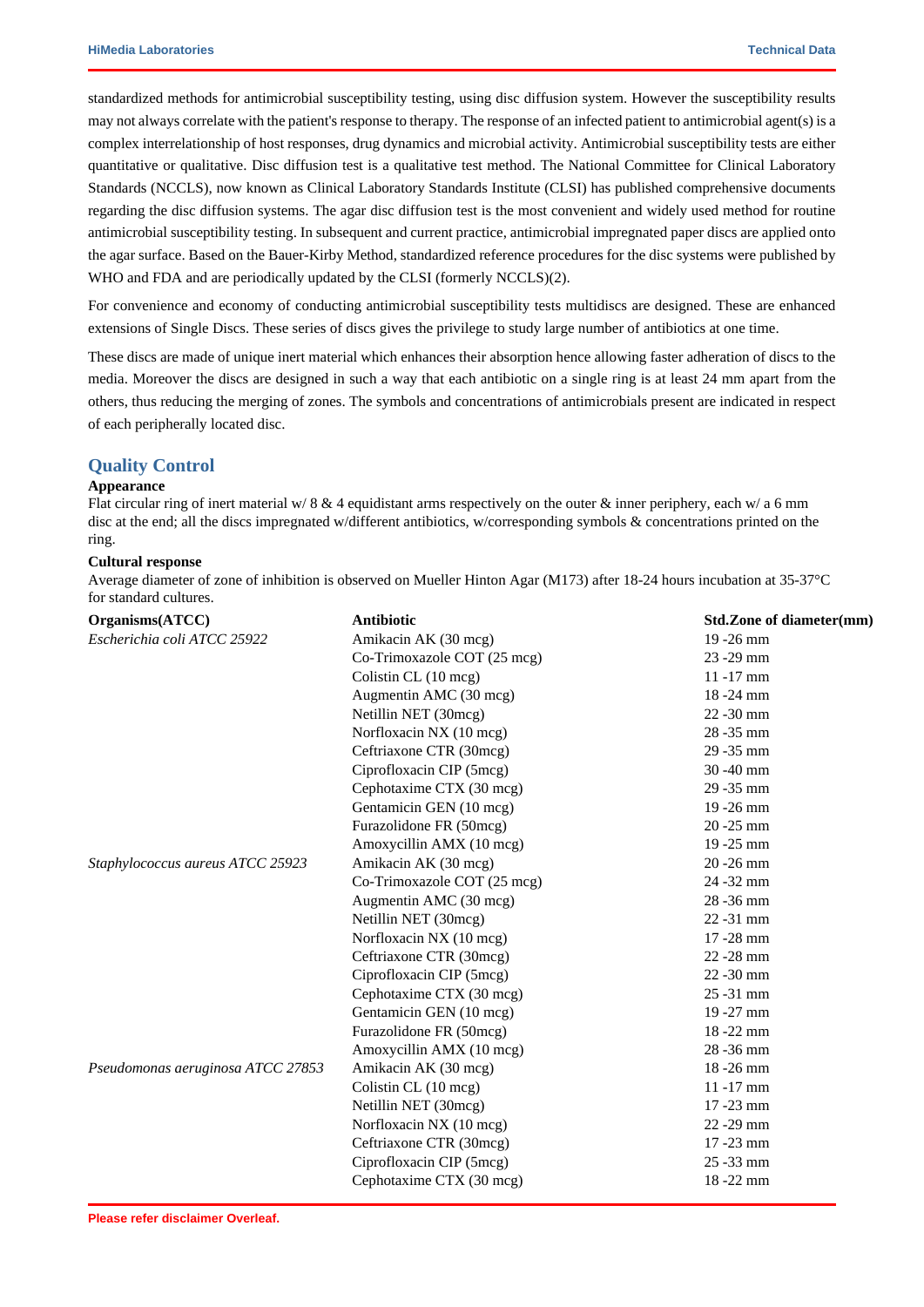standardized methods for antimicrobial susceptibility testing, using disc diffusion system. However the susceptibility results may not always correlate with the patient's response to therapy. The response of an infected patient to antimicrobial agent(s) is a complex interrelationship of host responses, drug dynamics and microbial activity. Antimicrobial susceptibility tests are either quantitative or qualitative. Disc diffusion test is a qualitative test method. The National Committee for Clinical Laboratory Standards (NCCLS), now known as Clinical Laboratory Standards Institute (CLSI) has published comprehensive documents regarding the disc diffusion systems. The agar disc diffusion test is the most convenient and widely used method for routine antimicrobial susceptibility testing. In subsequent and current practice, antimicrobial impregnated paper discs are applied onto the agar surface. Based on the Bauer-Kirby Method, standardized reference procedures for the disc systems were published by WHO and FDA and are periodically updated by the CLSI (formerly NCCLS)(2).

For convenience and economy of conducting antimicrobial susceptibility tests multidiscs are designed. These are enhanced extensions of Single Discs. These series of discs gives the privilege to study large number of antibiotics at one time.

These discs are made of unique inert material which enhances their absorption hence allowing faster adheration of discs to the media. Moreover the discs are designed in such a way that each antibiotic on a single ring is at least 24 mm apart from the others, thus reducing the merging of zones. The symbols and concentrations of antimicrobials present are indicated in respect of each peripherally located disc.

## Quality Control

**Appearance**

Flat circular ring of inert material w/ 8 & 4 equidistant arms respectively on the outer & inner periphery, each w/ a 6 mm disc at the end; all the discs impregnated w/different antibiotics, w/corresponding symbols & concentrations printed on the ring.

**Cultural response**

Average diameter of zone of inhibition is observed on Mueller Hinton Agar (M173) after 18-24 hours incubation at 35-37°C for standard cultures.

| Organisms(ATCC) | Antibiotic | Std.Zone of diameter(mm) |
|---|---|---|
| *Escherichia coli ATCC 25922* | Amikacin AK (30 mcg) | 19 -26 mm |
| | Co-Trimoxazole COT (25 mcg) | 23 -29 mm |
| | Colistin CL (10 mcg) | 11 -17 mm |
| | Augmentin AMC (30 mcg) | 18 -24 mm |
| | Netillin NET (30mcg) | 22 -30 mm |
| | Norfloxacin NX (10 mcg) | 28 -35 mm |
| | Ceftriaxone CTR (30mcg) | 29 -35 mm |
| | Ciprofloxacin CIP (5mcg) | 30 -40 mm |
| | Cephotaxime CTX (30 mcg) | 29 -35 mm |
| | Gentamicin GEN (10 mcg) | 19 -26 mm |
| | Furazolidone FR (50mcg) | 20 -25 mm |
| | Amoxycillin AMX (10 mcg) | 19 -25 mm |
| *Staphylococcus aureus ATCC 25923* | Amikacin AK (30 mcg) | 20 -26 mm |
| | Co-Trimoxazole COT (25 mcg) | 24 -32 mm |
| | Augmentin AMC (30 mcg) | 28 -36 mm |
| | Netillin NET (30mcg) | 22 -31 mm |
| | Norfloxacin NX (10 mcg) | 17 -28 mm |
| | Ceftriaxone CTR (30mcg) | 22 -28 mm |
| | Ciprofloxacin CIP (5mcg) | 22 -30 mm |
| | Cephotaxime CTX (30 mcg) | 25 -31 mm |
| | Gentamicin GEN (10 mcg) | 19 -27 mm |
| | Furazolidone FR (50mcg) | 18 -22 mm |
| | Amoxycillin AMX (10 mcg) | 28 -36 mm |
| *Pseudomonas aeruginosa ATCC 27853* | Amikacin AK (30 mcg) | 18 -26 mm |
| | Colistin CL (10 mcg) | 11 -17 mm |
| | Netillin NET (30mcg) | 17 -23 mm |
| | Norfloxacin NX (10 mcg) | 22 -29 mm |
| | Ceftriaxone CTR (30mcg) | 17 -23 mm |
| | Ciprofloxacin CIP (5mcg) | 25 -33 mm |
| | Cephotaxime CTX (30 mcg) | 18 -22 mm |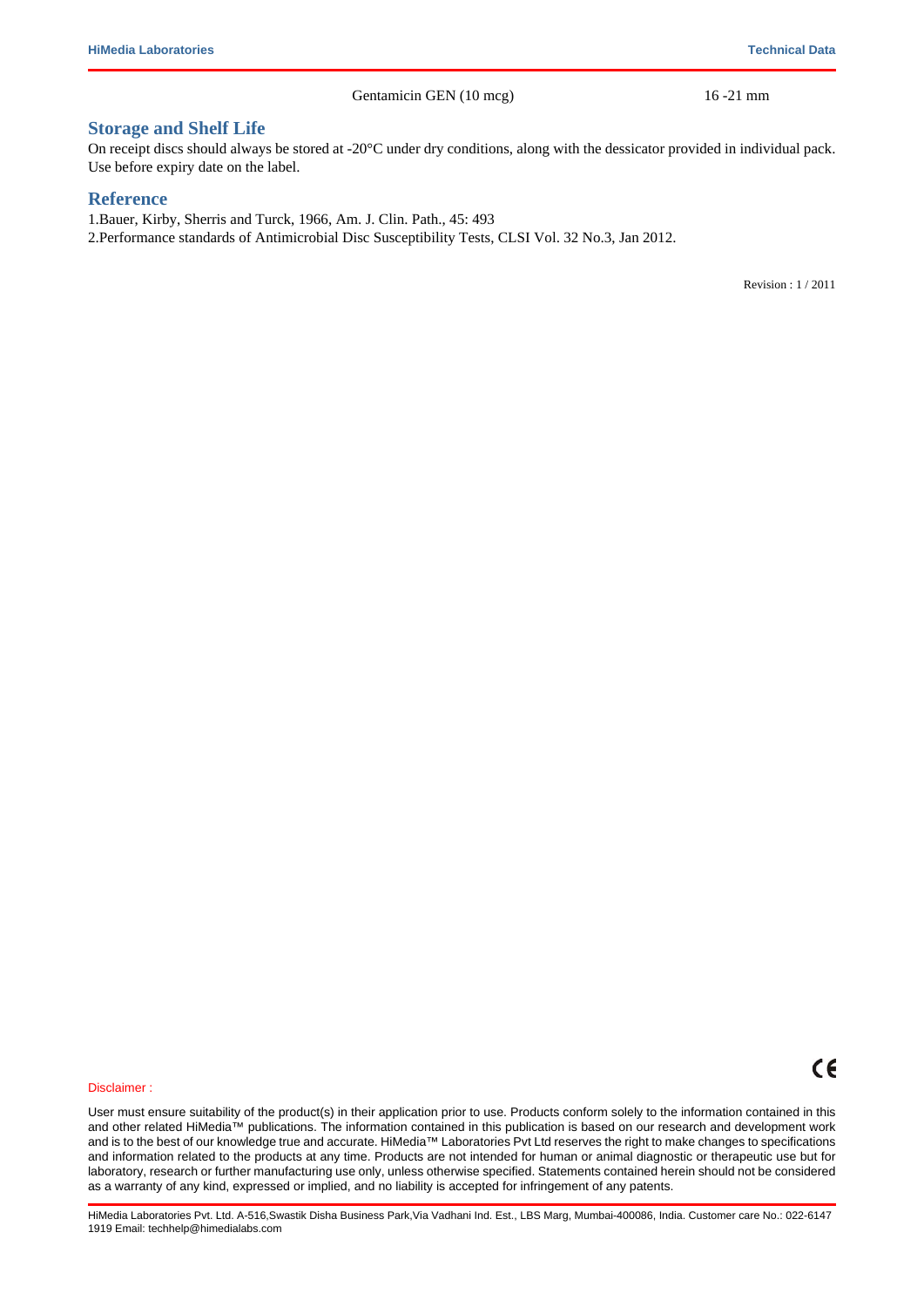| | |
|---|---|
| Gentamicin GEN (10 mcg) | 16 -21 mm |

## Storage and Shelf Life

On receipt discs should always be stored at -20°C under dry conditions, along with the dessicator provided in individual pack. Use before expiry date on the label.

## Reference

1.Bauer, Kirby, Sherris and Turck, 1966, Am. J. Clin. Path., 45: 493

2.Performance standards of Antimicrobial Disc Susceptibility Tests, CLSI Vol. 32 No.3, Jan 2012.

Revision : 1 / 2011

Disclaimer :

User must ensure suitability of the product(s) in their application prior to use. Products conform solely to the information contained in this and other related HiMedia™ publications. The information contained in this publication is based on our research and development work and is to the best of our knowledge true and accurate. HiMedia™ Laboratories Pvt Ltd reserves the right to make changes to specifications and information related to the products at any time. Products are not intended for human or animal diagnostic or therapeutic use but for laboratory, research or further manufacturing use only, unless otherwise specified. Statements contained herein should not be considered as a warranty of any kind, expressed or implied, and no liability is accepted for infringement of any patents.

HiMedia Laboratories Pvt. Ltd. A-516,Swastik Disha Business Park,Via Vadhani Ind. Est., LBS Marg, Mumbai-400086, India. Customer care No.: 022-6147 1919 Email: techhelp@himedialabs.com